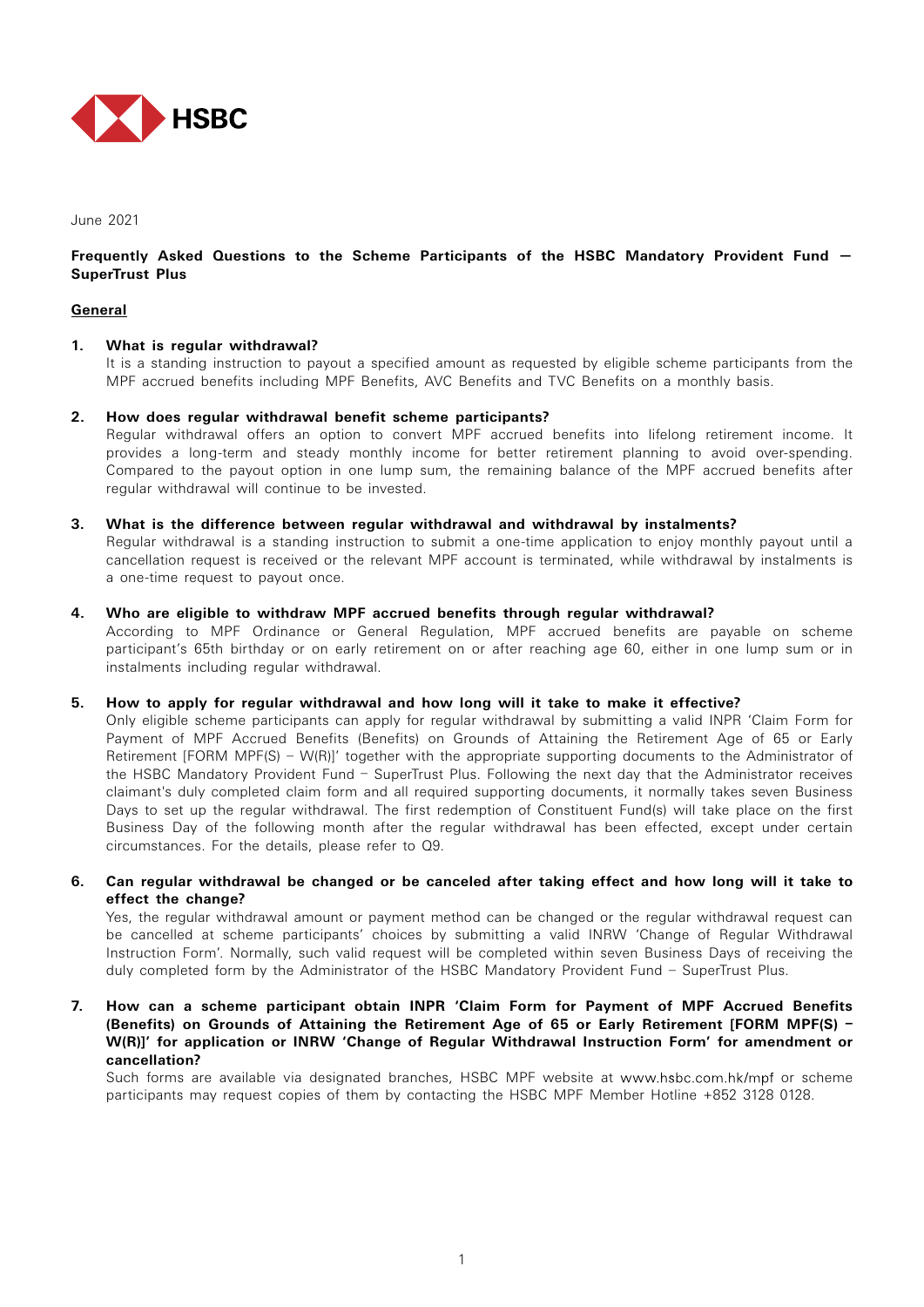HSBC

June 2021

**Frequently Asked Questions to the Scheme Participants of the HSBC Mandatory Provident Fund — SuperTrust Plus**

## General

1. **What is regular withdrawal?**
   It is a standing instruction to payout a specified amount as requested by eligible scheme participants from the MPF accrued benefits including MPF Benefits, AVC Benefits and TVC Benefits on a monthly basis.

2. **How does regular withdrawal benefit scheme participants?**
   Regular withdrawal offers an option to convert MPF accrued benefits into lifelong retirement income. It provides a long-term and steady monthly income for better retirement planning to avoid over-spending. Compared to the payout option in one lump sum, the remaining balance of the MPF accrued benefits after regular withdrawal will continue to be invested.

3. **What is the difference between regular withdrawal and withdrawal by instalments?**
   Regular withdrawal is a standing instruction to submit a one-time application to enjoy monthly payout until a cancellation request is received or the relevant MPF account is terminated, while withdrawal by instalments is a one-time request to payout once.

4. **Who are eligible to withdraw MPF accrued benefits through regular withdrawal?**
   According to MPF Ordinance or General Regulation, MPF accrued benefits are payable on scheme participant's 65th birthday or on early retirement on or after reaching age 60, either in one lump sum or in instalments including regular withdrawal.

5. **How to apply for regular withdrawal and how long will it take to make it effective?**
   Only eligible scheme participants can apply for regular withdrawal by submitting a valid INPR 'Claim Form for Payment of MPF Accrued Benefits (Benefits) on Grounds of Attaining the Retirement Age of 65 or Early Retirement [FORM MPF(S) – W(R)]' together with the appropriate supporting documents to the Administrator of the HSBC Mandatory Provident Fund – SuperTrust Plus. Following the next day that the Administrator receives claimant's duly completed claim form and all required supporting documents, it normally takes seven Business Days to set up the regular withdrawal. The first redemption of Constituent Fund(s) will take place on the first Business Day of the following month after the regular withdrawal has been effected, except under certain circumstances. For the details, please refer to Q9.

6. **Can regular withdrawal be changed or be canceled after taking effect and how long will it take to effect the change?**
   Yes, the regular withdrawal amount or payment method can be changed or the regular withdrawal request can be cancelled at scheme participants' choices by submitting a valid INRW 'Change of Regular Withdrawal Instruction Form'. Normally, such valid request will be completed within seven Business Days of receiving the duly completed form by the Administrator of the HSBC Mandatory Provident Fund – SuperTrust Plus.

7. **How can a scheme participant obtain INPR 'Claim Form for Payment of MPF Accrued Benefits (Benefits) on Grounds of Attaining the Retirement Age of 65 or Early Retirement [FORM MPF(S) – W(R)]' for application or INRW 'Change of Regular Withdrawal Instruction Form' for amendment or cancellation?**
   Such forms are available via designated branches, HSBC MPF website at www.hsbc.com.hk/mpf or scheme participants may request copies of them by contacting the HSBC MPF Member Hotline +852 3128 0128.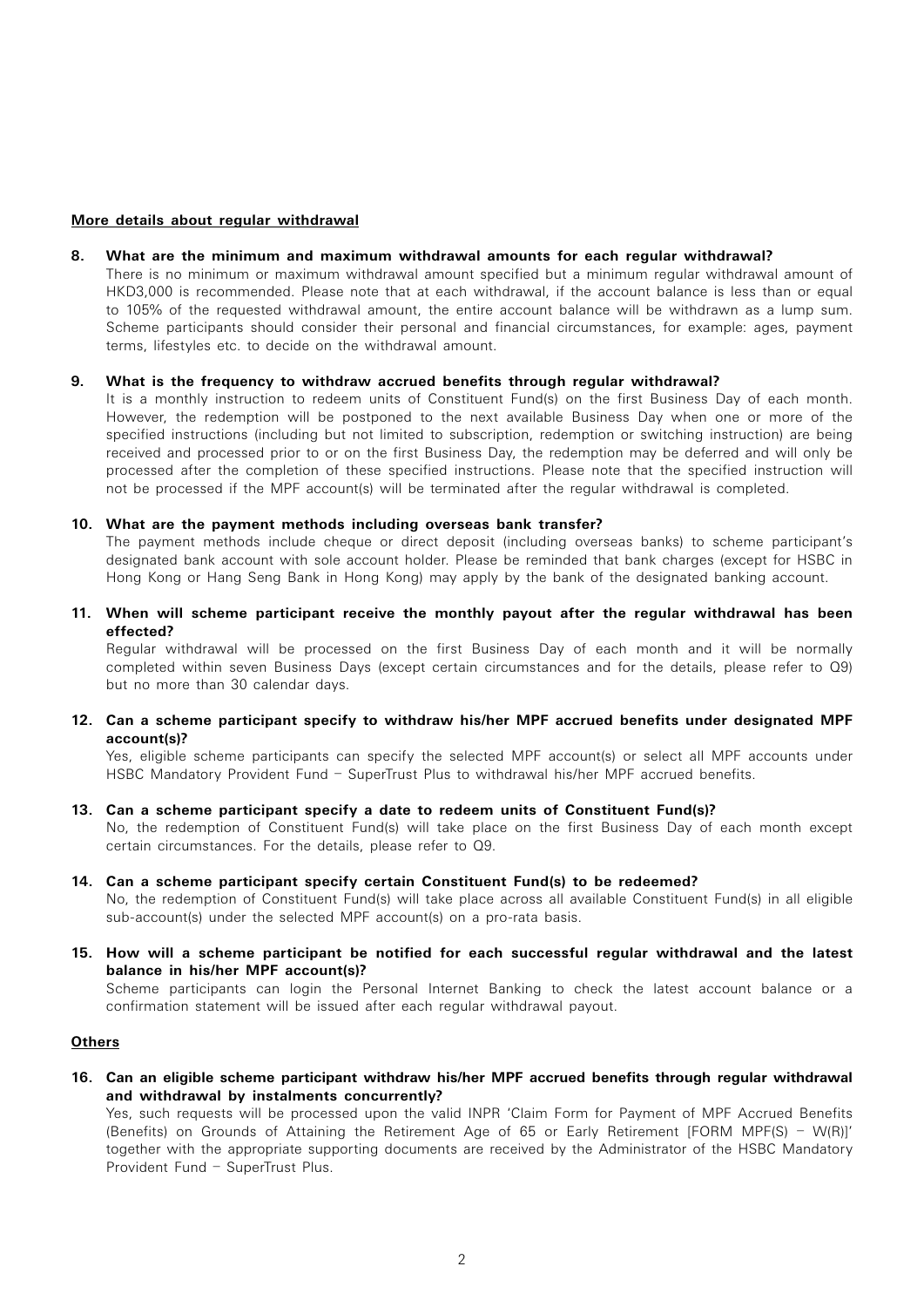**More details about regular withdrawal**

**8. What are the minimum and maximum withdrawal amounts for each regular withdrawal?**

There is no minimum or maximum withdrawal amount specified but a minimum regular withdrawal amount of HKD3,000 is recommended. Please note that at each withdrawal, if the account balance is less than or equal to 105% of the requested withdrawal amount, the entire account balance will be withdrawn as a lump sum. Scheme participants should consider their personal and financial circumstances, for example: ages, payment terms, lifestyles etc. to decide on the withdrawal amount.

**9. What is the frequency to withdraw accrued benefits through regular withdrawal?**

It is a monthly instruction to redeem units of Constituent Fund(s) on the first Business Day of each month. However, the redemption will be postponed to the next available Business Day when one or more of the specified instructions (including but not limited to subscription, redemption or switching instruction) are being received and processed prior to or on the first Business Day, the redemption may be deferred and will only be processed after the completion of these specified instructions. Please note that the specified instruction will not be processed if the MPF account(s) will be terminated after the regular withdrawal is completed.

**10. What are the payment methods including overseas bank transfer?**

The payment methods include cheque or direct deposit (including overseas banks) to scheme participant's designated bank account with sole account holder. Please be reminded that bank charges (except for HSBC in Hong Kong or Hang Seng Bank in Hong Kong) may apply by the bank of the designated banking account.

**11. When will scheme participant receive the monthly payout after the regular withdrawal has been effected?**

Regular withdrawal will be processed on the first Business Day of each month and it will be normally completed within seven Business Days (except certain circumstances and for the details, please refer to Q9) but no more than 30 calendar days.

**12. Can a scheme participant specify to withdraw his/her MPF accrued benefits under designated MPF account(s)?**

Yes, eligible scheme participants can specify the selected MPF account(s) or select all MPF accounts under HSBC Mandatory Provident Fund – SuperTrust Plus to withdrawal his/her MPF accrued benefits.

**13. Can a scheme participant specify a date to redeem units of Constituent Fund(s)?**

No, the redemption of Constituent Fund(s) will take place on the first Business Day of each month except certain circumstances. For the details, please refer to Q9.

**14. Can a scheme participant specify certain Constituent Fund(s) to be redeemed?**

No, the redemption of Constituent Fund(s) will take place across all available Constituent Fund(s) in all eligible sub-account(s) under the selected MPF account(s) on a pro-rata basis.

**15. How will a scheme participant be notified for each successful regular withdrawal and the latest balance in his/her MPF account(s)?**

Scheme participants can login the Personal Internet Banking to check the latest account balance or a confirmation statement will be issued after each regular withdrawal payout.

**Others**

**16. Can an eligible scheme participant withdraw his/her MPF accrued benefits through regular withdrawal and withdrawal by instalments concurrently?**

Yes, such requests will be processed upon the valid INPR 'Claim Form for Payment of MPF Accrued Benefits (Benefits) on Grounds of Attaining the Retirement Age of 65 or Early Retirement [FORM MPF(S) – W(R)]' together with the appropriate supporting documents are received by the Administrator of the HSBC Mandatory Provident Fund – SuperTrust Plus.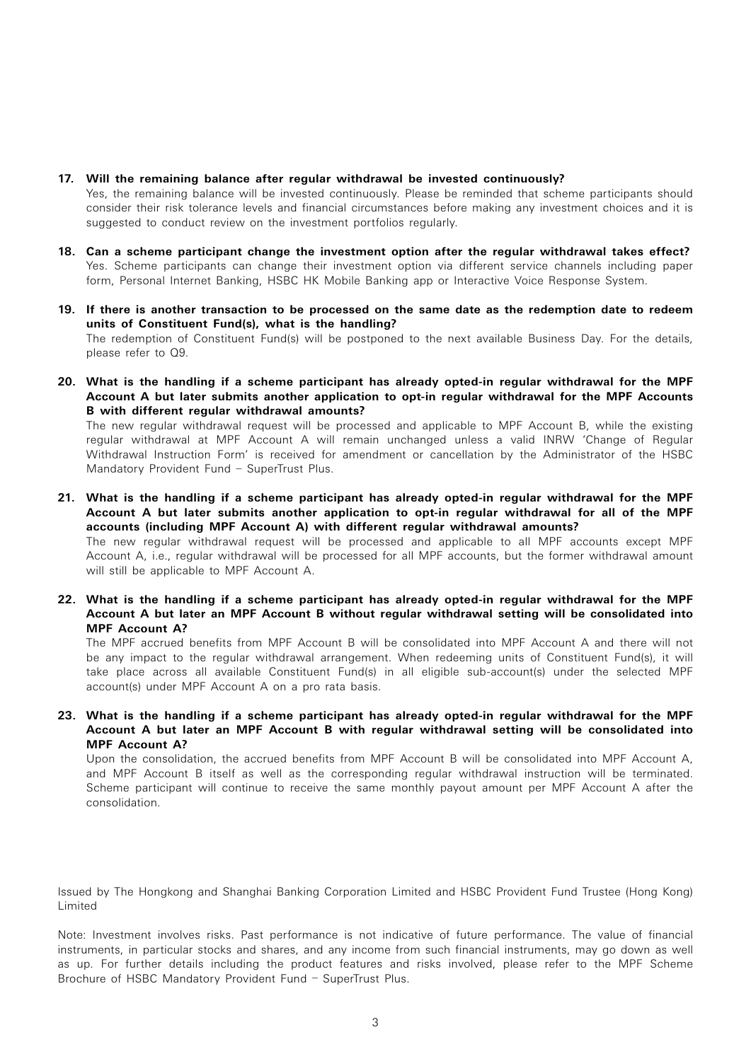**17. Will the remaining balance after regular withdrawal be invested continuously?**

Yes, the remaining balance will be invested continuously. Please be reminded that scheme participants should consider their risk tolerance levels and financial circumstances before making any investment choices and it is suggested to conduct review on the investment portfolios regularly.

**18. Can a scheme participant change the investment option after the regular withdrawal takes effect?**

Yes. Scheme participants can change their investment option via different service channels including paper form, Personal Internet Banking, HSBC HK Mobile Banking app or Interactive Voice Response System.

**19. If there is another transaction to be processed on the same date as the redemption date to redeem units of Constituent Fund(s), what is the handling?**

The redemption of Constituent Fund(s) will be postponed to the next available Business Day. For the details, please refer to Q9.

**20. What is the handling if a scheme participant has already opted-in regular withdrawal for the MPF Account A but later submits another application to opt-in regular withdrawal for the MPF Accounts B with different regular withdrawal amounts?**

The new regular withdrawal request will be processed and applicable to MPF Account B, while the existing regular withdrawal at MPF Account A will remain unchanged unless a valid INRW 'Change of Regular Withdrawal Instruction Form' is received for amendment or cancellation by the Administrator of the HSBC Mandatory Provident Fund – SuperTrust Plus.

**21. What is the handling if a scheme participant has already opted-in regular withdrawal for the MPF Account A but later submits another application to opt-in regular withdrawal for all of the MPF accounts (including MPF Account A) with different regular withdrawal amounts?**

The new regular withdrawal request will be processed and applicable to all MPF accounts except MPF Account A, i.e., regular withdrawal will be processed for all MPF accounts, but the former withdrawal amount will still be applicable to MPF Account A.

**22. What is the handling if a scheme participant has already opted-in regular withdrawal for the MPF Account A but later an MPF Account B without regular withdrawal setting will be consolidated into MPF Account A?**

The MPF accrued benefits from MPF Account B will be consolidated into MPF Account A and there will not be any impact to the regular withdrawal arrangement. When redeeming units of Constituent Fund(s), it will take place across all available Constituent Fund(s) in all eligible sub-account(s) under the selected MPF account(s) under MPF Account A on a pro rata basis.

**23. What is the handling if a scheme participant has already opted-in regular withdrawal for the MPF Account A but later an MPF Account B with regular withdrawal setting will be consolidated into MPF Account A?**

Upon the consolidation, the accrued benefits from MPF Account B will be consolidated into MPF Account A, and MPF Account B itself as well as the corresponding regular withdrawal instruction will be terminated. Scheme participant will continue to receive the same monthly payout amount per MPF Account A after the consolidation.

Issued by The Hongkong and Shanghai Banking Corporation Limited and HSBC Provident Fund Trustee (Hong Kong) Limited

Note: Investment involves risks. Past performance is not indicative of future performance. The value of financial instruments, in particular stocks and shares, and any income from such financial instruments, may go down as well as up. For further details including the product features and risks involved, please refer to the MPF Scheme Brochure of HSBC Mandatory Provident Fund – SuperTrust Plus.